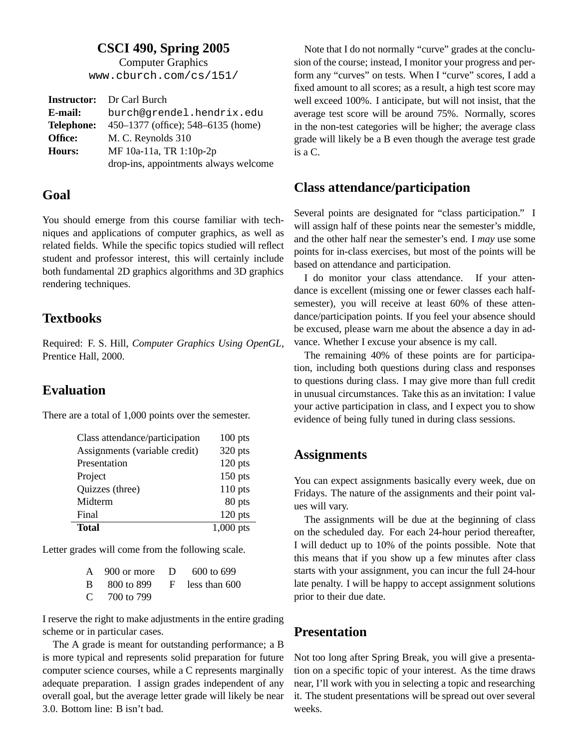# CSCI 490, Spring 2005

Computer Graphics

`www.cburch.com/cs/151/`

| | |
|---|---|
| **Instructor:** | Dr Carl Burch |
| **E-mail:** | `burch@grendel.hendrix.edu` |
| **Telephone:** | 450–1377 (office); 548–6135 (home) |
| **Office:** | M. C. Reynolds 310 |
| **Hours:** | MF 10a-11a, TR 1:10p-2p |
| | drop-ins, appointments always welcome |

## Goal

You should emerge from this course familiar with techniques and applications of computer graphics, as well as related fields. While the specific topics studied will reflect student and professor interest, this will certainly include both fundamental 2D graphics algorithms and 3D graphics rendering techniques.

## Textbooks

Required: F. S. Hill, *Computer Graphics Using OpenGL*, Prentice Hall, 2000.

## Evaluation

There are a total of 1,000 points over the semester.

| | |
|---|---|
| Class attendance/participation | 100 pts |
| Assignments (variable credit) | 320 pts |
| Presentation | 120 pts |
| Project | 150 pts |
| Quizzes (three) | 110 pts |
| Midterm | 80 pts |
| Final | 120 pts |
| **Total** | 1,000 pts |

Letter grades will come from the following scale.

| | | | |
|---|---|---|---|
| A | 900 or more | D | 600 to 699 |
| B | 800 to 899 | F | less than 600 |
| C | 700 to 799 | | |

I reserve the right to make adjustments in the entire grading scheme or in particular cases.

The A grade is meant for outstanding performance; a B is more typical and represents solid preparation for future computer science courses, while a C represents marginally adequate preparation. I assign grades independent of any overall goal, but the average letter grade will likely be near 3.0. Bottom line: B isn't bad.

Note that I do not normally "curve" grades at the conclusion of the course; instead, I monitor your progress and perform any "curves" on tests. When I "curve" scores, I add a fixed amount to all scores; as a result, a high test score may well exceed 100%. I anticipate, but will not insist, that the average test score will be around 75%. Normally, scores in the non-test categories will be higher; the average class grade will likely be a B even though the average test grade is a C.

## Class attendance/participation

Several points are designated for "class participation." I will assign half of these points near the semester's middle, and the other half near the semester's end. I *may* use some points for in-class exercises, but most of the points will be based on attendance and participation.

I do monitor your class attendance. If your attendance is excellent (missing one or fewer classes each half-semester), you will receive at least 60% of these attendance/participation points. If you feel your absence should be excused, please warn me about the absence a day in advance. Whether I excuse your absence is my call.

The remaining 40% of these points are for participation, including both questions during class and responses to questions during class. I may give more than full credit in unusual circumstances. Take this as an invitation: I value your active participation in class, and I expect you to show evidence of being fully tuned in during class sessions.

## Assignments

You can expect assignments basically every week, due on Fridays. The nature of the assignments and their point values will vary.

The assignments will be due at the beginning of class on the scheduled day. For each 24-hour period thereafter, I will deduct up to 10% of the points possible. Note that this means that if you show up a few minutes after class starts with your assignment, you can incur the full 24-hour late penalty. I will be happy to accept assignment solutions prior to their due date.

## Presentation

Not too long after Spring Break, you will give a presentation on a specific topic of your interest. As the time draws near, I'll work with you in selecting a topic and researching it. The student presentations will be spread out over several weeks.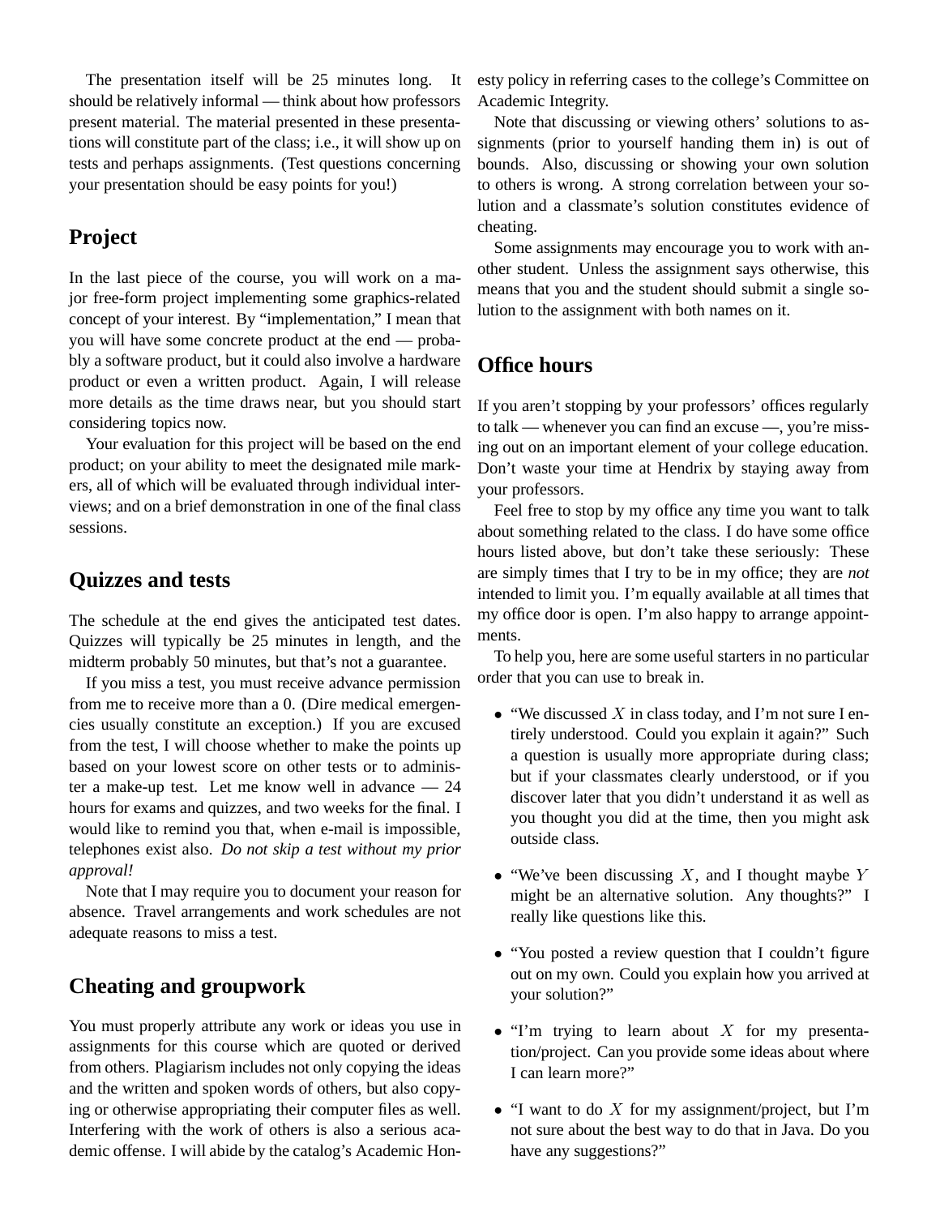The presentation itself will be 25 minutes long. It should be relatively informal — think about how professors present material. The material presented in these presentations will constitute part of the class; i.e., it will show up on tests and perhaps assignments. (Test questions concerning your presentation should be easy points for you!)

## Project

In the last piece of the course, you will work on a major free-form project implementing some graphics-related concept of your interest. By "implementation," I mean that you will have some concrete product at the end — probably a software product, but it could also involve a hardware product or even a written product. Again, I will release more details as the time draws near, but you should start considering topics now.

Your evaluation for this project will be based on the end product; on your ability to meet the designated mile markers, all of which will be evaluated through individual interviews; and on a brief demonstration in one of the final class sessions.

## Quizzes and tests

The schedule at the end gives the anticipated test dates. Quizzes will typically be 25 minutes in length, and the midterm probably 50 minutes, but that's not a guarantee.

If you miss a test, you must receive advance permission from me to receive more than a 0. (Dire medical emergencies usually constitute an exception.) If you are excused from the test, I will choose whether to make the points up based on your lowest score on other tests or to administer a make-up test. Let me know well in advance — 24 hours for exams and quizzes, and two weeks for the final. I would like to remind you that, when e-mail is impossible, telephones exist also. *Do not skip a test without my prior approval!*

Note that I may require you to document your reason for absence. Travel arrangements and work schedules are not adequate reasons to miss a test.

## Cheating and groupwork

You must properly attribute any work or ideas you use in assignments for this course which are quoted or derived from others. Plagiarism includes not only copying the ideas and the written and spoken words of others, but also copying or otherwise appropriating their computer files as well. Interfering with the work of others is also a serious academic offense. I will abide by the catalog's Academic Honesty policy in referring cases to the college's Committee on Academic Integrity.

Note that discussing or viewing others' solutions to assignments (prior to yourself handing them in) is out of bounds. Also, discussing or showing your own solution to others is wrong. A strong correlation between your solution and a classmate's solution constitutes evidence of cheating.

Some assignments may encourage you to work with another student. Unless the assignment says otherwise, this means that you and the student should submit a single solution to the assignment with both names on it.

## Office hours

If you aren't stopping by your professors' offices regularly to talk — whenever you can find an excuse —, you're missing out on an important element of your college education. Don't waste your time at Hendrix by staying away from your professors.

Feel free to stop by my office any time you want to talk about something related to the class. I do have some office hours listed above, but don't take these seriously: These are simply times that I try to be in my office; they are *not* intended to limit you. I'm equally available at all times that my office door is open. I'm also happy to arrange appointments.

To help you, here are some useful starters in no particular order that you can use to break in.

- "We discussed $X$ in class today, and I'm not sure I entirely understood. Could you explain it again?" Such a question is usually more appropriate during class; but if your classmates clearly understood, or if you discover later that you didn't understand it as well as you thought you did at the time, then you might ask outside class.

- "We've been discussing $X$, and I thought maybe $Y$ might be an alternative solution. Any thoughts?" I really like questions like this.

- "You posted a review question that I couldn't figure out on my own. Could you explain how you arrived at your solution?"

- "I'm trying to learn about $X$ for my presentation/project. Can you provide some ideas about where I can learn more?"

- "I want to do $X$ for my assignment/project, but I'm not sure about the best way to do that in Java. Do you have any suggestions?"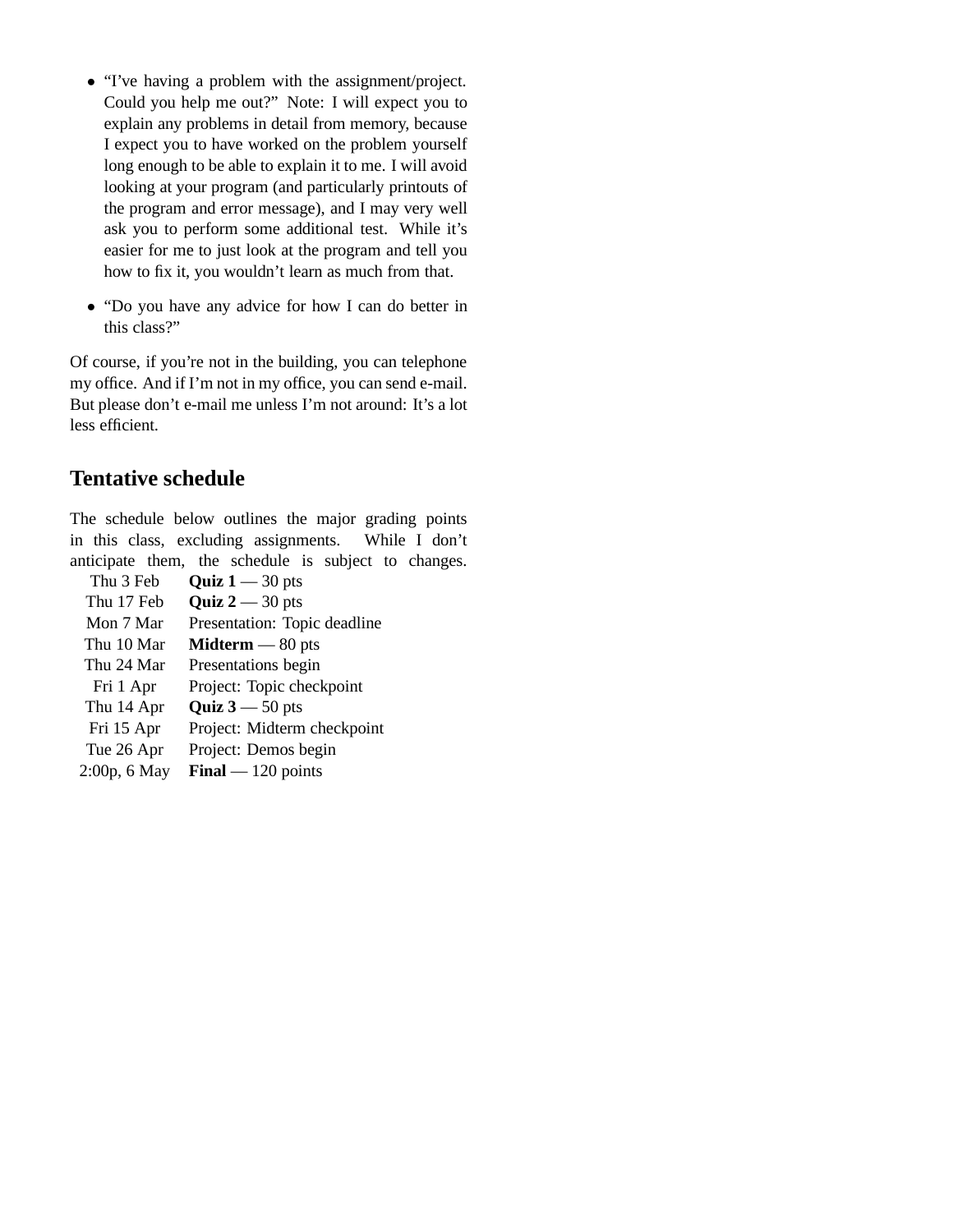- "I've having a problem with the assignment/project. Could you help me out?" Note: I will expect you to explain any problems in detail from memory, because I expect you to have worked on the problem yourself long enough to be able to explain it to me. I will avoid looking at your program (and particularly printouts of the program and error message), and I may very well ask you to perform some additional test. While it's easier for me to just look at the program and tell you how to fix it, you wouldn't learn as much from that.

- "Do you have any advice for how I can do better in this class?"

Of course, if you're not in the building, you can telephone my office. And if I'm not in my office, you can send e-mail. But please don't e-mail me unless I'm not around: It's a lot less efficient.

## Tentative schedule

The schedule below outlines the major grading points in this class, excluding assignments. While I don't anticipate them, the schedule is subject to changes.

| | |
|---|---|
| Thu 3 Feb | **Quiz 1** — 30 pts |
| Thu 17 Feb | **Quiz 2** — 30 pts |
| Mon 7 Mar | Presentation: Topic deadline |
| Thu 10 Mar | **Midterm** — 80 pts |
| Thu 24 Mar | Presentations begin |
| Fri 1 Apr | Project: Topic checkpoint |
| Thu 14 Apr | **Quiz 3** — 50 pts |
| Fri 15 Apr | Project: Midterm checkpoint |
| Tue 26 Apr | Project: Demos begin |
| 2:00p, 6 May | **Final** — 120 points |